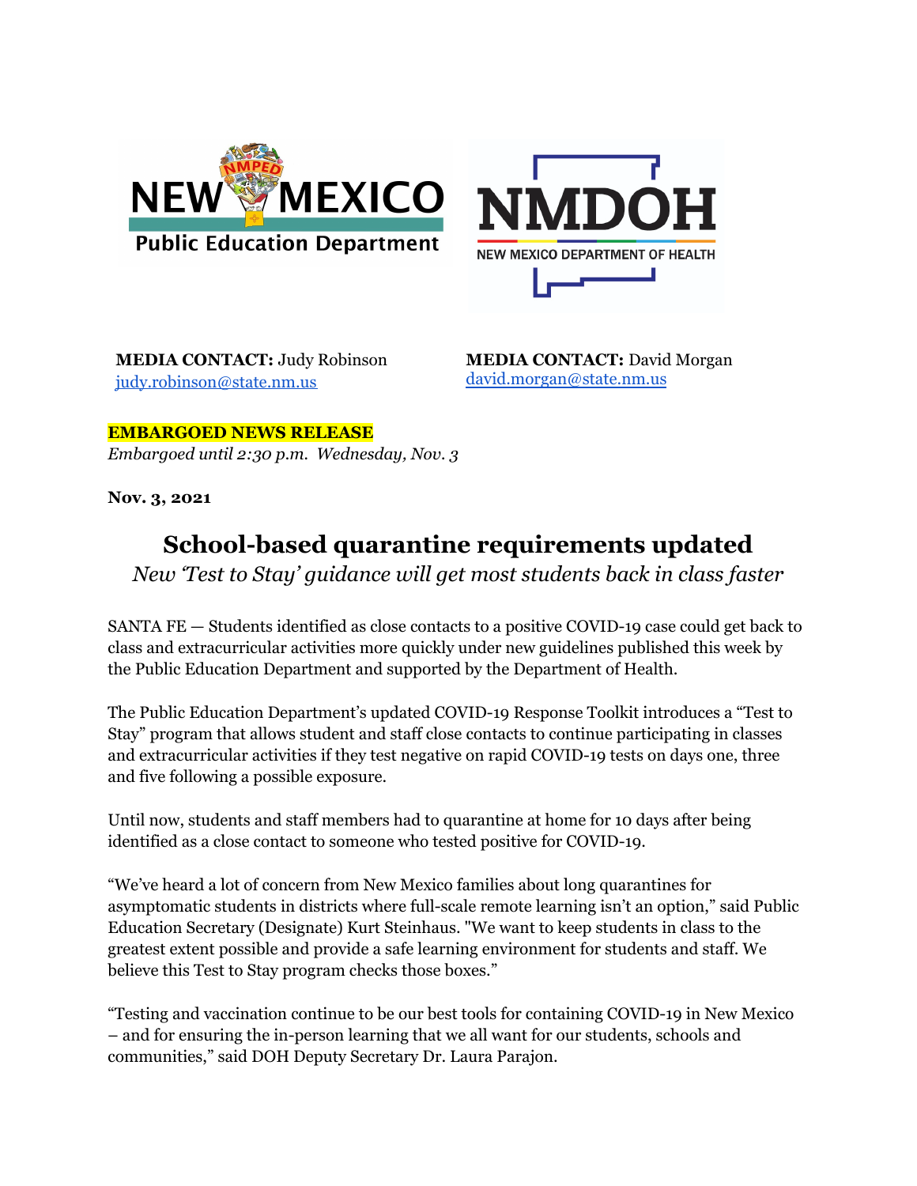**MEDIA CONTACT:** Judy Robinson
judy.robinson@state.nm.us

**MEDIA CONTACT:** David Morgan
david.morgan@state.nm.us

**EMBARGOED NEWS RELEASE**
*Embargoed until 2:30 p.m. Wednesday, Nov. 3*

**Nov. 3, 2021**

# School-based quarantine requirements updated

*New 'Test to Stay' guidance will get most students back in class faster*

SANTA FE — Students identified as close contacts to a positive COVID-19 case could get back to class and extracurricular activities more quickly under new guidelines published this week by the Public Education Department and supported by the Department of Health.

The Public Education Department's updated COVID-19 Response Toolkit introduces a "Test to Stay" program that allows student and staff close contacts to continue participating in classes and extracurricular activities if they test negative on rapid COVID-19 tests on days one, three and five following a possible exposure.

Until now, students and staff members had to quarantine at home for 10 days after being identified as a close contact to someone who tested positive for COVID-19.

"We've heard a lot of concern from New Mexico families about long quarantines for asymptomatic students in districts where full-scale remote learning isn't an option," said Public Education Secretary (Designate) Kurt Steinhaus. "We want to keep students in class to the greatest extent possible and provide a safe learning environment for students and staff. We believe this Test to Stay program checks those boxes."

"Testing and vaccination continue to be our best tools for containing COVID-19 in New Mexico – and for ensuring the in-person learning that we all want for our students, schools and communities," said DOH Deputy Secretary Dr. Laura Parajon.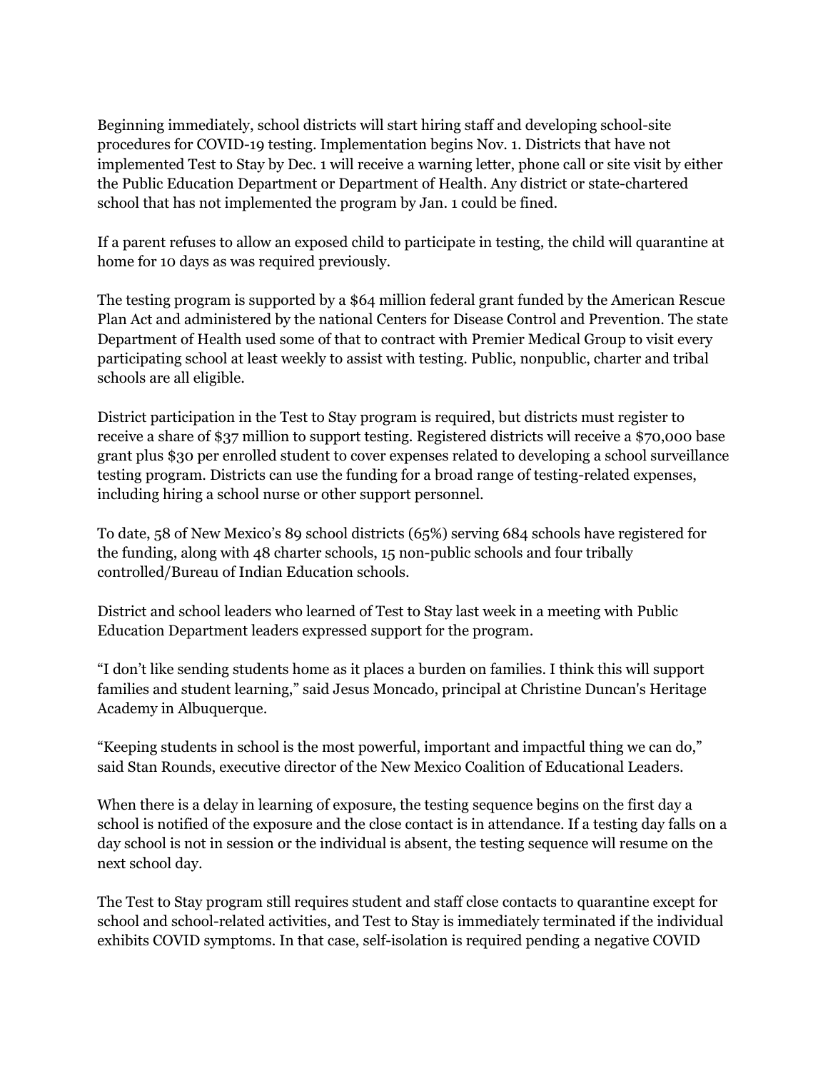Beginning immediately, school districts will start hiring staff and developing school-site procedures for COVID-19 testing. Implementation begins Nov. 1. Districts that have not implemented Test to Stay by Dec. 1 will receive a warning letter, phone call or site visit by either the Public Education Department or Department of Health. Any district or state-chartered school that has not implemented the program by Jan. 1 could be fined.

If a parent refuses to allow an exposed child to participate in testing, the child will quarantine at home for 10 days as was required previously.

The testing program is supported by a $64 million federal grant funded by the American Rescue Plan Act and administered by the national Centers for Disease Control and Prevention. The state Department of Health used some of that to contract with Premier Medical Group to visit every participating school at least weekly to assist with testing. Public, nonpublic, charter and tribal schools are all eligible.

District participation in the Test to Stay program is required, but districts must register to receive a share of $37 million to support testing. Registered districts will receive a $70,000 base grant plus $30 per enrolled student to cover expenses related to developing a school surveillance testing program. Districts can use the funding for a broad range of testing-related expenses, including hiring a school nurse or other support personnel.

To date, 58 of New Mexico's 89 school districts (65%) serving 684 schools have registered for the funding, along with 48 charter schools, 15 non-public schools and four tribally controlled/Bureau of Indian Education schools.

District and school leaders who learned of Test to Stay last week in a meeting with Public Education Department leaders expressed support for the program.

"I don't like sending students home as it places a burden on families. I think this will support families and student learning," said Jesus Moncado, principal at Christine Duncan's Heritage Academy in Albuquerque.

"Keeping students in school is the most powerful, important and impactful thing we can do," said Stan Rounds, executive director of the New Mexico Coalition of Educational Leaders.

When there is a delay in learning of exposure, the testing sequence begins on the first day a school is notified of the exposure and the close contact is in attendance. If a testing day falls on a day school is not in session or the individual is absent, the testing sequence will resume on the next school day.

The Test to Stay program still requires student and staff close contacts to quarantine except for school and school-related activities, and Test to Stay is immediately terminated if the individual exhibits COVID symptoms. In that case, self-isolation is required pending a negative COVID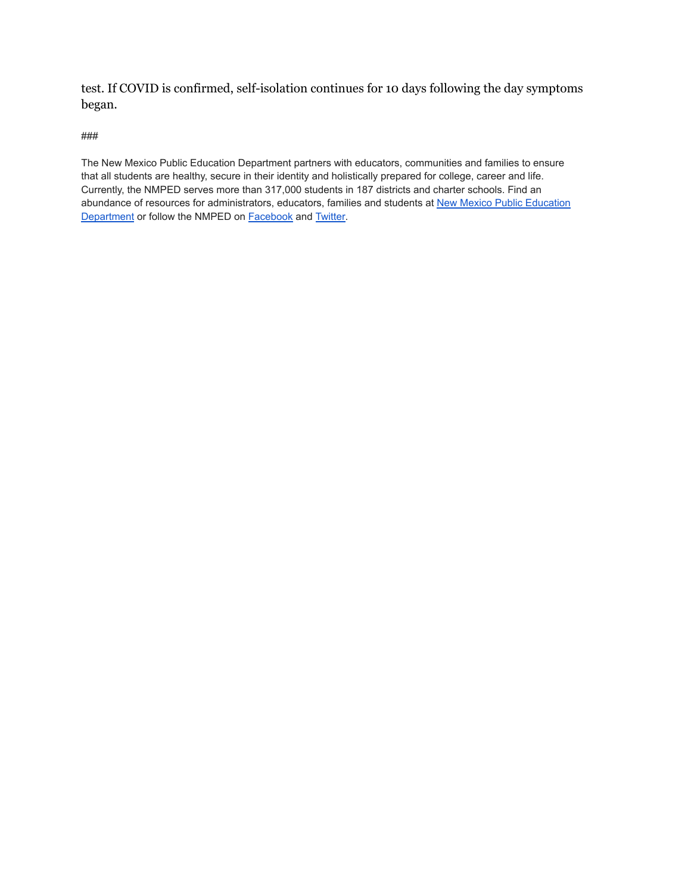test. If COVID is confirmed, self-isolation continues for 10 days following the day symptoms began.

###

The New Mexico Public Education Department partners with educators, communities and families to ensure that all students are healthy, secure in their identity and holistically prepared for college, career and life. Currently, the NMPED serves more than 317,000 students in 187 districts and charter schools. Find an abundance of resources for administrators, educators, families and students at New Mexico Public Education Department or follow the NMPED on Facebook and Twitter.